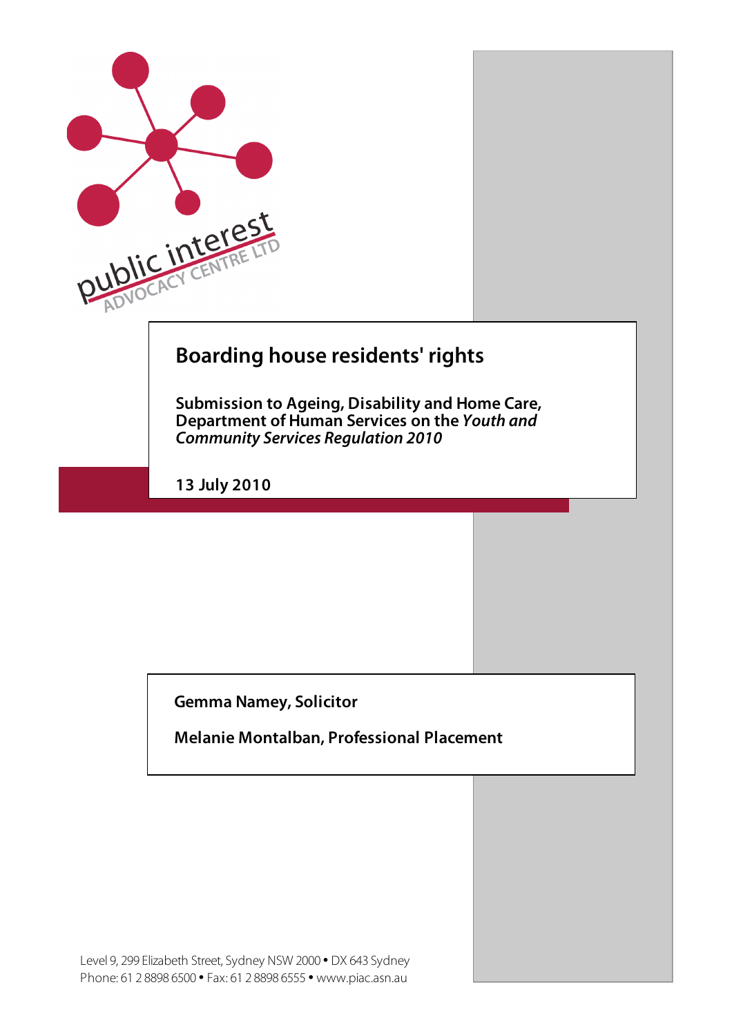public interest ADVOCACY CENTRE LTD

# Boarding house residents' rights

**Submission to Ageing, Disability and Home Care, Department of Human Services on the *Youth and Community Services Regulation 2010***

**13 July 2010**

**Gemma Namey, Solicitor**

**Melanie Montalban, Professional Placement**

Level 9, 299 Elizabeth Street, Sydney NSW 2000 • DX 643 Sydney
Phone: 61 2 8898 6500 • Fax: 61 2 8898 6555 • www.piac.asn.au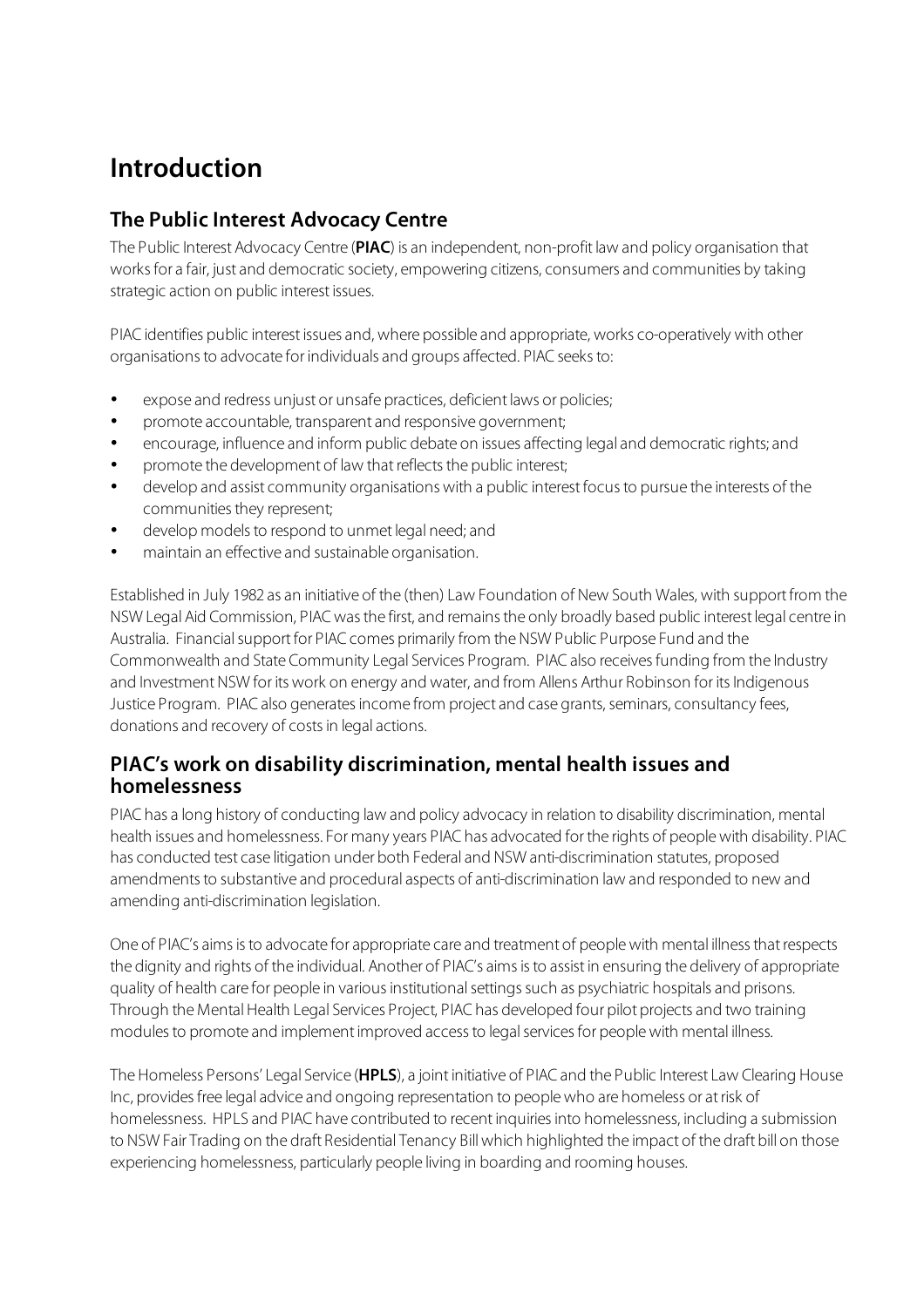# Introduction

## The Public Interest Advocacy Centre

The Public Interest Advocacy Centre (**PIAC**) is an independent, non-profit law and policy organisation that works for a fair, just and democratic society, empowering citizens, consumers and communities by taking strategic action on public interest issues.

PIAC identifies public interest issues and, where possible and appropriate, works co-operatively with other organisations to advocate for individuals and groups affected. PIAC seeks to:

- expose and redress unjust or unsafe practices, deficient laws or policies;
- promote accountable, transparent and responsive government;
- encourage, influence and inform public debate on issues affecting legal and democratic rights; and
- promote the development of law that reflects the public interest;
- develop and assist community organisations with a public interest focus to pursue the interests of the communities they represent;
- develop models to respond to unmet legal need; and
- maintain an effective and sustainable organisation.

Established in July 1982 as an initiative of the (then) Law Foundation of New South Wales, with support from the NSW Legal Aid Commission, PIAC was the first, and remains the only broadly based public interest legal centre in Australia. Financial support for PIAC comes primarily from the NSW Public Purpose Fund and the Commonwealth and State Community Legal Services Program. PIAC also receives funding from the Industry and Investment NSW for its work on energy and water, and from Allens Arthur Robinson for its Indigenous Justice Program. PIAC also generates income from project and case grants, seminars, consultancy fees, donations and recovery of costs in legal actions.

## PIAC's work on disability discrimination, mental health issues and homelessness

PIAC has a long history of conducting law and policy advocacy in relation to disability discrimination, mental health issues and homelessness. For many years PIAC has advocated for the rights of people with disability. PIAC has conducted test case litigation under both Federal and NSW anti-discrimination statutes, proposed amendments to substantive and procedural aspects of anti-discrimination law and responded to new and amending anti-discrimination legislation.

One of PIAC's aims is to advocate for appropriate care and treatment of people with mental illness that respects the dignity and rights of the individual. Another of PIAC's aims is to assist in ensuring the delivery of appropriate quality of health care for people in various institutional settings such as psychiatric hospitals and prisons. Through the Mental Health Legal Services Project, PIAC has developed four pilot projects and two training modules to promote and implement improved access to legal services for people with mental illness.

The Homeless Persons' Legal Service (**HPLS**), a joint initiative of PIAC and the Public Interest Law Clearing House Inc, provides free legal advice and ongoing representation to people who are homeless or at risk of homelessness. HPLS and PIAC have contributed to recent inquiries into homelessness, including a submission to NSW Fair Trading on the draft Residential Tenancy Bill which highlighted the impact of the draft bill on those experiencing homelessness, particularly people living in boarding and rooming houses.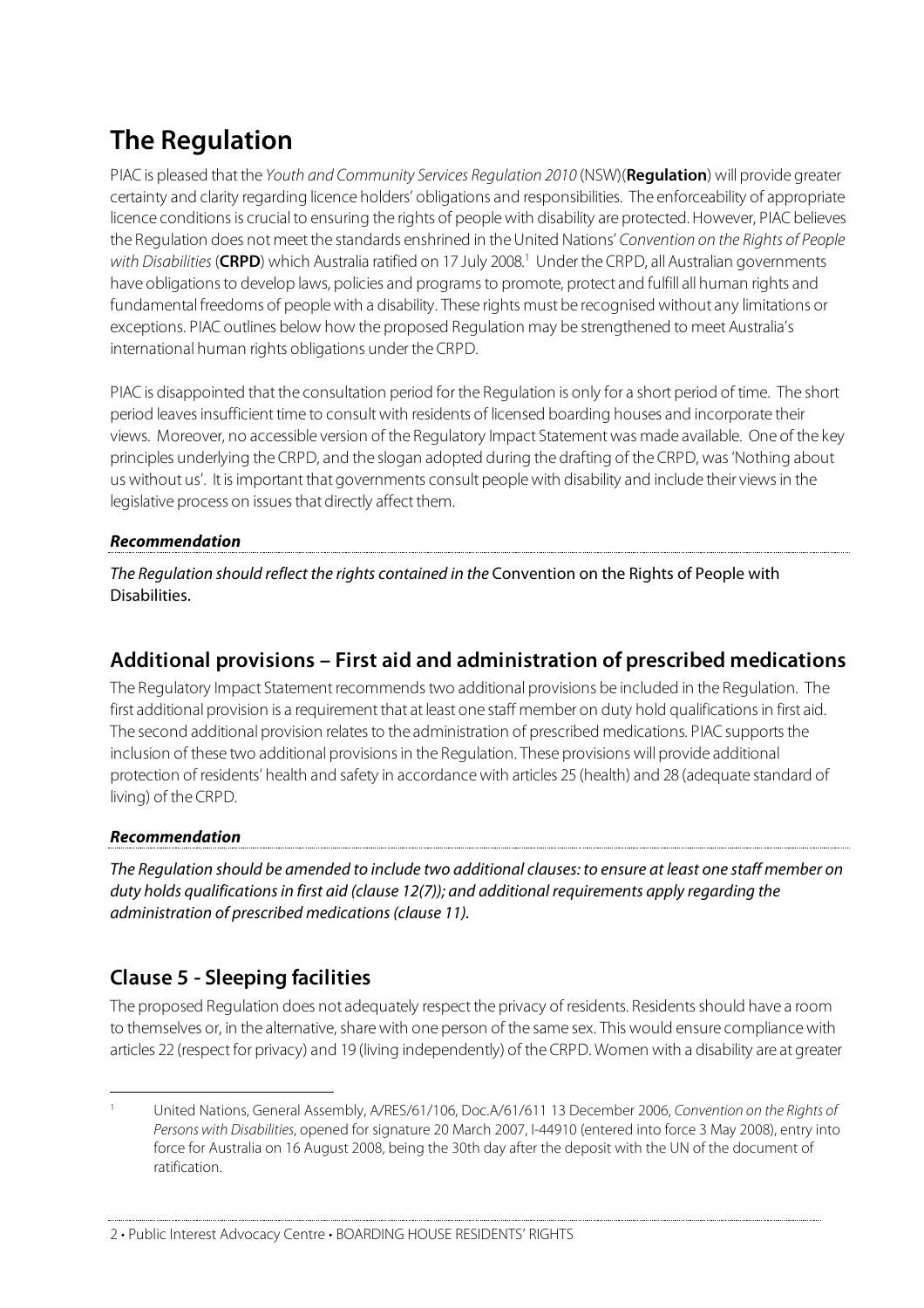# The Regulation

PIAC is pleased that the *Youth and Community Services Regulation 2010* (NSW)(**Regulation**) will provide greater certainty and clarity regarding licence holders' obligations and responsibilities. The enforceability of appropriate licence conditions is crucial to ensuring the rights of people with disability are protected. However, PIAC believes the Regulation does not meet the standards enshrined in the United Nations' *Convention on the Rights of People with Disabilities* (**CRPD**) which Australia ratified on 17 July 2008.[1] Under the CRPD, all Australian governments have obligations to develop laws, policies and programs to promote, protect and fulfill all human rights and fundamental freedoms of people with a disability. These rights must be recognised without any limitations or exceptions. PIAC outlines below how the proposed Regulation may be strengthened to meet Australia's international human rights obligations under the CRPD.

PIAC is disappointed that the consultation period for the Regulation is only for a short period of time. The short period leaves insufficient time to consult with residents of licensed boarding houses and incorporate their views. Moreover, no accessible version of the Regulatory Impact Statement was made available. One of the key principles underlying the CRPD, and the slogan adopted during the drafting of the CRPD, was 'Nothing about us without us'. It is important that governments consult people with disability and include their views in the legislative process on issues that directly affect them.

***Recommendation***

*The Regulation should reflect the rights contained in the* Convention on the Rights of People with Disabilities.

## Additional provisions – First aid and administration of prescribed medications

The Regulatory Impact Statement recommends two additional provisions be included in the Regulation. The first additional provision is a requirement that at least one staff member on duty hold qualifications in first aid. The second additional provision relates to the administration of prescribed medications. PIAC supports the inclusion of these two additional provisions in the Regulation. These provisions will provide additional protection of residents' health and safety in accordance with articles 25 (health) and 28 (adequate standard of living) of the CRPD.

***Recommendation***

*The Regulation should be amended to include two additional clauses: to ensure at least one staff member on duty holds qualifications in first aid (clause 12(7)); and additional requirements apply regarding the administration of prescribed medications (clause 11).*

## Clause 5 - Sleeping facilities

The proposed Regulation does not adequately respect the privacy of residents. Residents should have a room to themselves or, in the alternative, share with one person of the same sex. This would ensure compliance with articles 22 (respect for privacy) and 19 (living independently) of the CRPD. Women with a disability are at greater

---

[1] United Nations, General Assembly, A/RES/61/106, Doc.A/61/611 13 December 2006, *Convention on the Rights of Persons with Disabilities*, opened for signature 20 March 2007, I-44910 (entered into force 3 May 2008), entry into force for Australia on 16 August 2008, being the 30th day after the deposit with the UN of the document of ratification.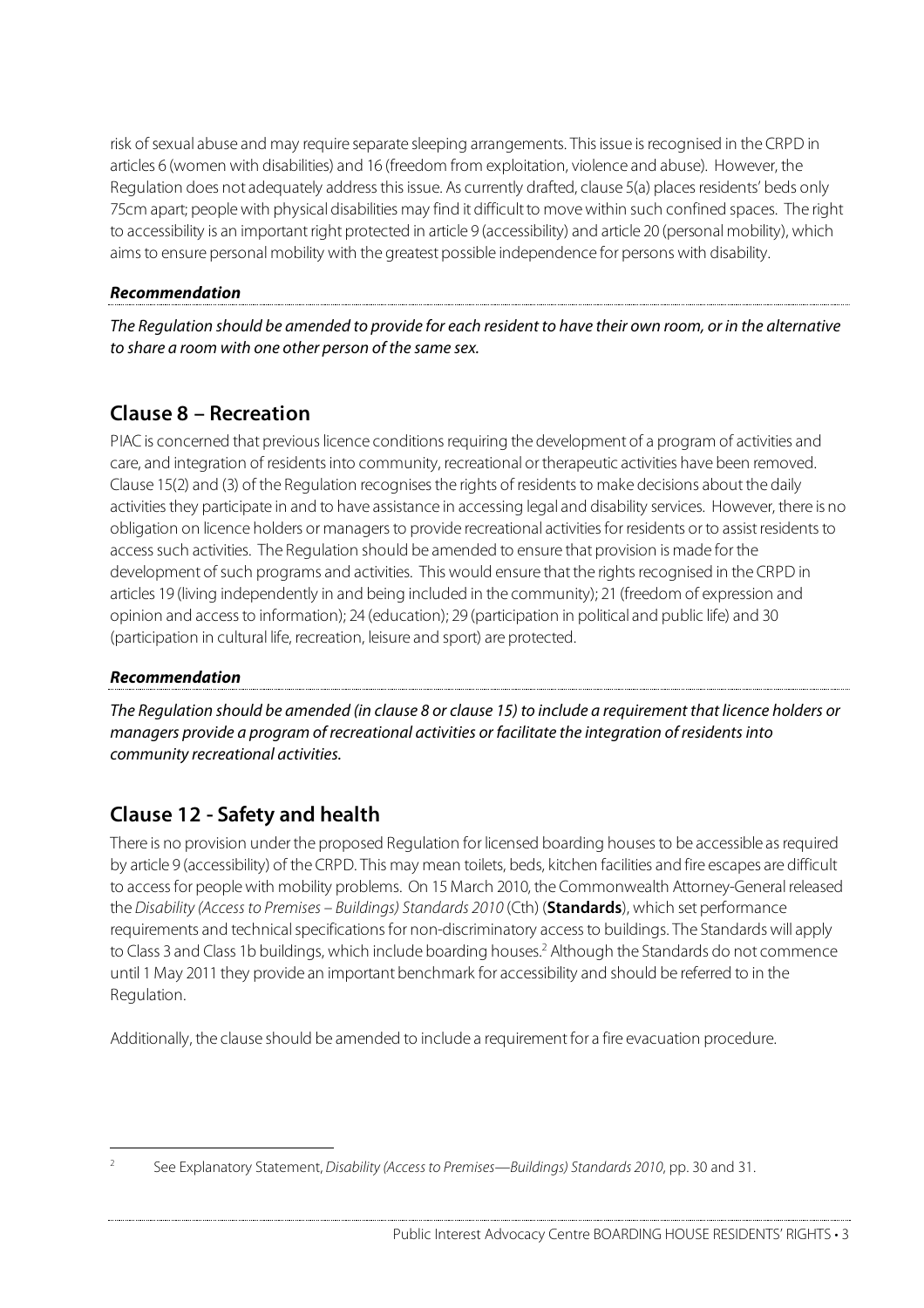risk of sexual abuse and may require separate sleeping arrangements. This issue is recognised in the CRPD in articles 6 (women with disabilities) and 16 (freedom from exploitation, violence and abuse). However, the Regulation does not adequately address this issue. As currently drafted, clause 5(a) places residents' beds only 75cm apart; people with physical disabilities may find it difficult to move within such confined spaces. The right to accessibility is an important right protected in article 9 (accessibility) and article 20 (personal mobility), which aims to ensure personal mobility with the greatest possible independence for persons with disability.

***Recommendation***

*The Regulation should be amended to provide for each resident to have their own room, or in the alternative to share a room with one other person of the same sex.*

## Clause 8 – Recreation

PIAC is concerned that previous licence conditions requiring the development of a program of activities and care, and integration of residents into community, recreational or therapeutic activities have been removed. Clause 15(2) and (3) of the Regulation recognises the rights of residents to make decisions about the daily activities they participate in and to have assistance in accessing legal and disability services. However, there is no obligation on licence holders or managers to provide recreational activities for residents or to assist residents to access such activities. The Regulation should be amended to ensure that provision is made for the development of such programs and activities. This would ensure that the rights recognised in the CRPD in articles 19 (living independently in and being included in the community); 21 (freedom of expression and opinion and access to information); 24 (education); 29 (participation in political and public life) and 30 (participation in cultural life, recreation, leisure and sport) are protected.

***Recommendation***

*The Regulation should be amended (in clause 8 or clause 15) to include a requirement that licence holders or managers provide a program of recreational activities or facilitate the integration of residents into community recreational activities.*

## Clause 12 - Safety and health

There is no provision under the proposed Regulation for licensed boarding houses to be accessible as required by article 9 (accessibility) of the CRPD. This may mean toilets, beds, kitchen facilities and fire escapes are difficult to access for people with mobility problems. On 15 March 2010, the Commonwealth Attorney-General released the *Disability (Access to Premises – Buildings) Standards 2010* (Cth) (**Standards**), which set performance requirements and technical specifications for non-discriminatory access to buildings. The Standards will apply to Class 3 and Class 1b buildings, which include boarding houses.[2] Although the Standards do not commence until 1 May 2011 they provide an important benchmark for accessibility and should be referred to in the Regulation.

Additionally, the clause should be amended to include a requirement for a fire evacuation procedure.

[2] See Explanatory Statement, *Disability (Access to Premises—Buildings) Standards 2010*, pp. 30 and 31.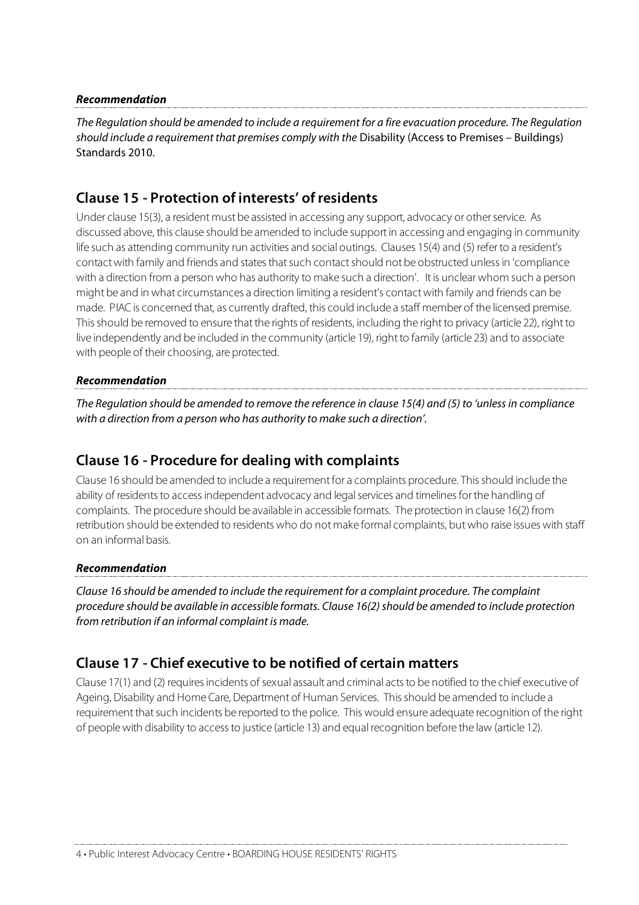***Recommendation***

*The Regulation should be amended to include a requirement for a fire evacuation procedure. The Regulation should include a requirement that premises comply with the* Disability (Access to Premises – Buildings) Standards 2010.

## Clause 15 - Protection of interests' of residents

Under clause 15(3), a resident must be assisted in accessing any support, advocacy or other service. As discussed above, this clause should be amended to include support in accessing and engaging in community life such as attending community run activities and social outings. Clauses 15(4) and (5) refer to a resident's contact with family and friends and states that such contact should not be obstructed unless in 'compliance with a direction from a person who has authority to make such a direction'. It is unclear whom such a person might be and in what circumstances a direction limiting a resident's contact with family and friends can be made. PIAC is concerned that, as currently drafted, this could include a staff member of the licensed premise. This should be removed to ensure that the rights of residents, including the right to privacy (article 22), right to live independently and be included in the community (article 19), right to family (article 23) and to associate with people of their choosing, are protected.

***Recommendation***

*The Regulation should be amended to remove the reference in clause 15(4) and (5) to 'unless in compliance with a direction from a person who has authority to make such a direction'.*

## Clause 16 - Procedure for dealing with complaints

Clause 16 should be amended to include a requirement for a complaints procedure. This should include the ability of residents to access independent advocacy and legal services and timelines for the handling of complaints. The procedure should be available in accessible formats. The protection in clause 16(2) from retribution should be extended to residents who do not make formal complaints, but who raise issues with staff on an informal basis.

***Recommendation***

*Clause 16 should be amended to include the requirement for a complaint procedure. The complaint procedure should be available in accessible formats. Clause 16(2) should be amended to include protection from retribution if an informal complaint is made.*

## Clause 17 - Chief executive to be notified of certain matters

Clause 17(1) and (2) requires incidents of sexual assault and criminal acts to be notified to the chief executive of Ageing, Disability and Home Care, Department of Human Services. This should be amended to include a requirement that such incidents be reported to the police. This would ensure adequate recognition of the right of people with disability to access to justice (article 13) and equal recognition before the law (article 12).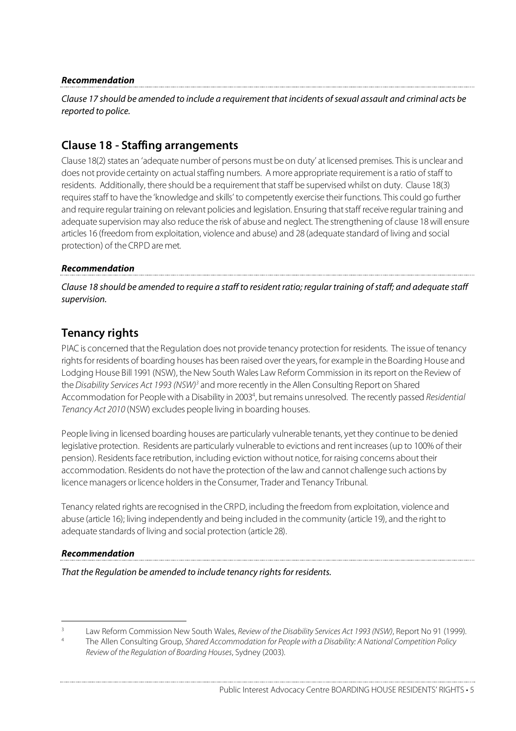***Recommendation***

*Clause 17 should be amended to include a requirement that incidents of sexual assault and criminal acts be reported to police.*

## Clause 18 - Staffing arrangements

Clause 18(2) states an 'adequate number of persons must be on duty' at licensed premises. This is unclear and does not provide certainty on actual staffing numbers. A more appropriate requirement is a ratio of staff to residents. Additionally, there should be a requirement that staff be supervised whilst on duty. Clause 18(3) requires staff to have the 'knowledge and skills' to competently exercise their functions. This could go further and require regular training on relevant policies and legislation. Ensuring that staff receive regular training and adequate supervision may also reduce the risk of abuse and neglect. The strengthening of clause 18 will ensure articles 16 (freedom from exploitation, violence and abuse) and 28 (adequate standard of living and social protection) of the CRPD are met.

***Recommendation***

*Clause 18 should be amended to require a staff to resident ratio; regular training of staff; and adequate staff supervision.*

## Tenancy rights

PIAC is concerned that the Regulation does not provide tenancy protection for residents. The issue of tenancy rights for residents of boarding houses has been raised over the years, for example in the Boarding House and Lodging House Bill 1991 (NSW), the New South Wales Law Reform Commission in its report on the Review of the *Disability Services Act 1993 (NSW)*[3] and more recently in the Allen Consulting Report on Shared Accommodation for People with a Disability in 2003[4], but remains unresolved. The recently passed *Residential Tenancy Act 2010* (NSW) excludes people living in boarding houses.

People living in licensed boarding houses are particularly vulnerable tenants, yet they continue to be denied legislative protection. Residents are particularly vulnerable to evictions and rent increases (up to 100% of their pension). Residents face retribution, including eviction without notice, for raising concerns about their accommodation. Residents do not have the protection of the law and cannot challenge such actions by licence managers or licence holders in the Consumer, Trader and Tenancy Tribunal.

Tenancy related rights are recognised in the CRPD, including the freedom from exploitation, violence and abuse (article 16); living independently and being included in the community (article 19), and the right to adequate standards of living and social protection (article 28).

***Recommendation***

*That the Regulation be amended to include tenancy rights for residents.*

---

[3] Law Reform Commission New South Wales, *Review of the Disability Services Act 1993 (NSW)*, Report No 91 (1999).

[4] The Allen Consulting Group, *Shared Accommodation for People with a Disability: A National Competition Policy Review of the Regulation of Boarding Houses*, Sydney (2003).